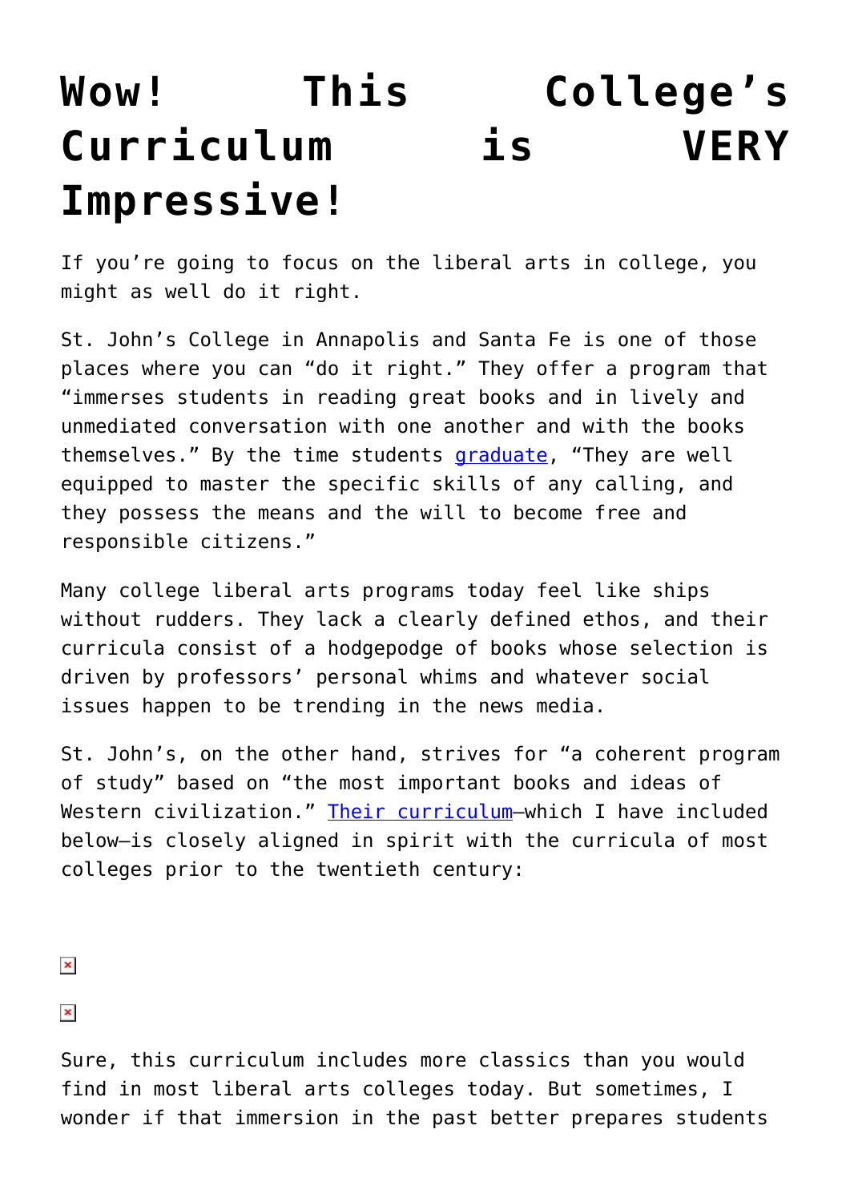# Wow! This College's Curriculum is VERY Impressive!

If you're going to focus on the liberal arts in college, you might as well do it right.

St. John's College in Annapolis and Santa Fe is one of those places where you can "do it right." They offer a program that "immerses students in reading great books and in lively and unmediated conversation with one another and with the books themselves." By the time students graduate, "They are well equipped to master the specific skills of any calling, and they possess the means and the will to become free and responsible citizens."

Many college liberal arts programs today feel like ships without rudders. They lack a clearly defined ethos, and their curricula consist of a hodgepodge of books whose selection is driven by professors' personal whims and whatever social issues happen to be trending in the news media.

St. John's, on the other hand, strives for "a coherent program of study" based on "the most important books and ideas of Western civilization." Their curriculum—which I have included below—is closely aligned in spirit with the curricula of most colleges prior to the twentieth century:

Sure, this curriculum includes more classics than you would find in most liberal arts colleges today. But sometimes, I wonder if that immersion in the past better prepares students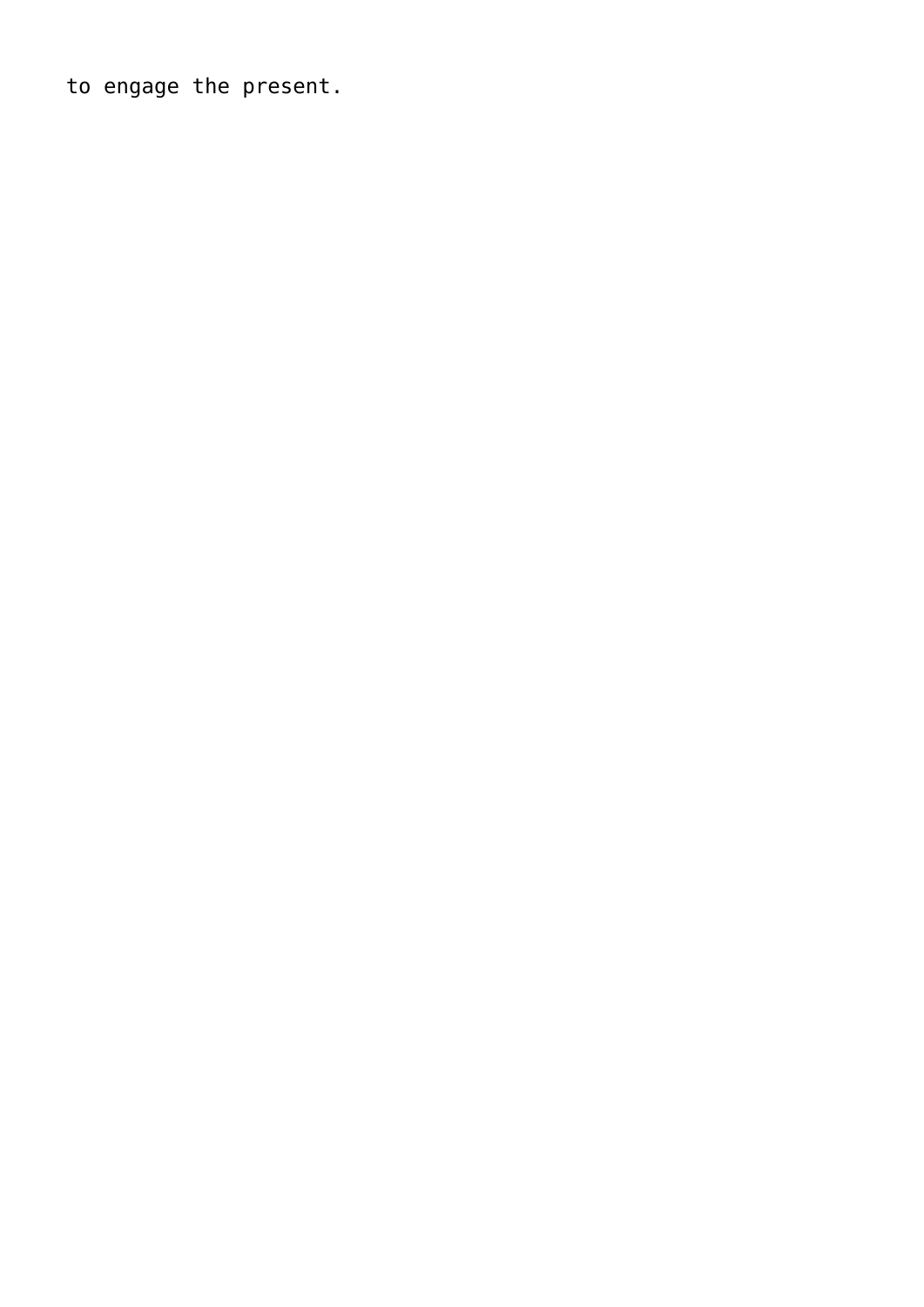to engage the present.